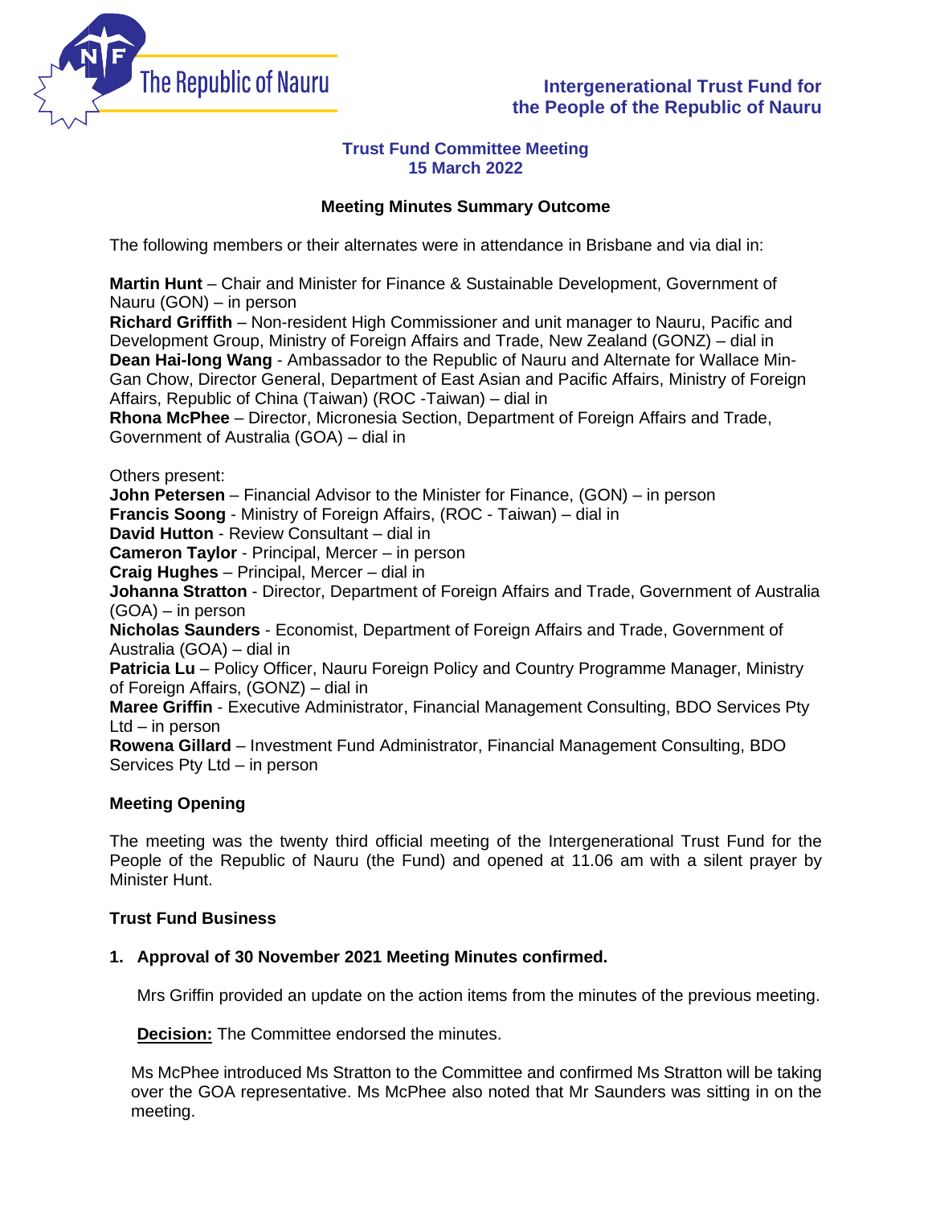The Republic of Nauru

**Intergenerational Trust Fund for the People of the Republic of Nauru**

**Trust Fund Committee Meeting**
**15 March 2022**

**Meeting Minutes Summary Outcome**

The following members or their alternates were in attendance in Brisbane and via dial in:

**Martin Hunt** – Chair and Minister for Finance & Sustainable Development, Government of Nauru (GON) – in person
**Richard Griffith** – Non-resident High Commissioner and unit manager to Nauru, Pacific and Development Group, Ministry of Foreign Affairs and Trade, New Zealand (GONZ) – dial in
**Dean Hai-long Wang** - Ambassador to the Republic of Nauru and Alternate for Wallace Min-Gan Chow, Director General, Department of East Asian and Pacific Affairs, Ministry of Foreign Affairs, Republic of China (Taiwan) (ROC -Taiwan) – dial in
**Rhona McPhee** – Director, Micronesia Section, Department of Foreign Affairs and Trade, Government of Australia (GOA) – dial in

Others present:
**John Petersen** – Financial Advisor to the Minister for Finance, (GON) – in person
**Francis Soong** - Ministry of Foreign Affairs, (ROC - Taiwan) – dial in
**David Hutton** - Review Consultant – dial in
**Cameron Taylor** - Principal, Mercer – in person
**Craig Hughes** – Principal, Mercer – dial in
**Johanna Stratton** - Director, Department of Foreign Affairs and Trade, Government of Australia (GOA) – in person
**Nicholas Saunders** - Economist, Department of Foreign Affairs and Trade, Government of Australia (GOA) – dial in
**Patricia Lu** – Policy Officer, Nauru Foreign Policy and Country Programme Manager, Ministry of Foreign Affairs, (GONZ) – dial in
**Maree Griffin** - Executive Administrator, Financial Management Consulting, BDO Services Pty Ltd – in person
**Rowena Gillard** – Investment Fund Administrator, Financial Management Consulting, BDO Services Pty Ltd – in person

**Meeting Opening**

The meeting was the twenty third official meeting of the Intergenerational Trust Fund for the People of the Republic of Nauru (the Fund) and opened at 11.06 am with a silent prayer by Minister Hunt.

**Trust Fund Business**

**1. Approval of 30 November 2021 Meeting Minutes confirmed.**

Mrs Griffin provided an update on the action items from the minutes of the previous meeting.

**<u>Decision:</u>** The Committee endorsed the minutes.

Ms McPhee introduced Ms Stratton to the Committee and confirmed Ms Stratton will be taking over the GOA representative. Ms McPhee also noted that Mr Saunders was sitting in on the meeting.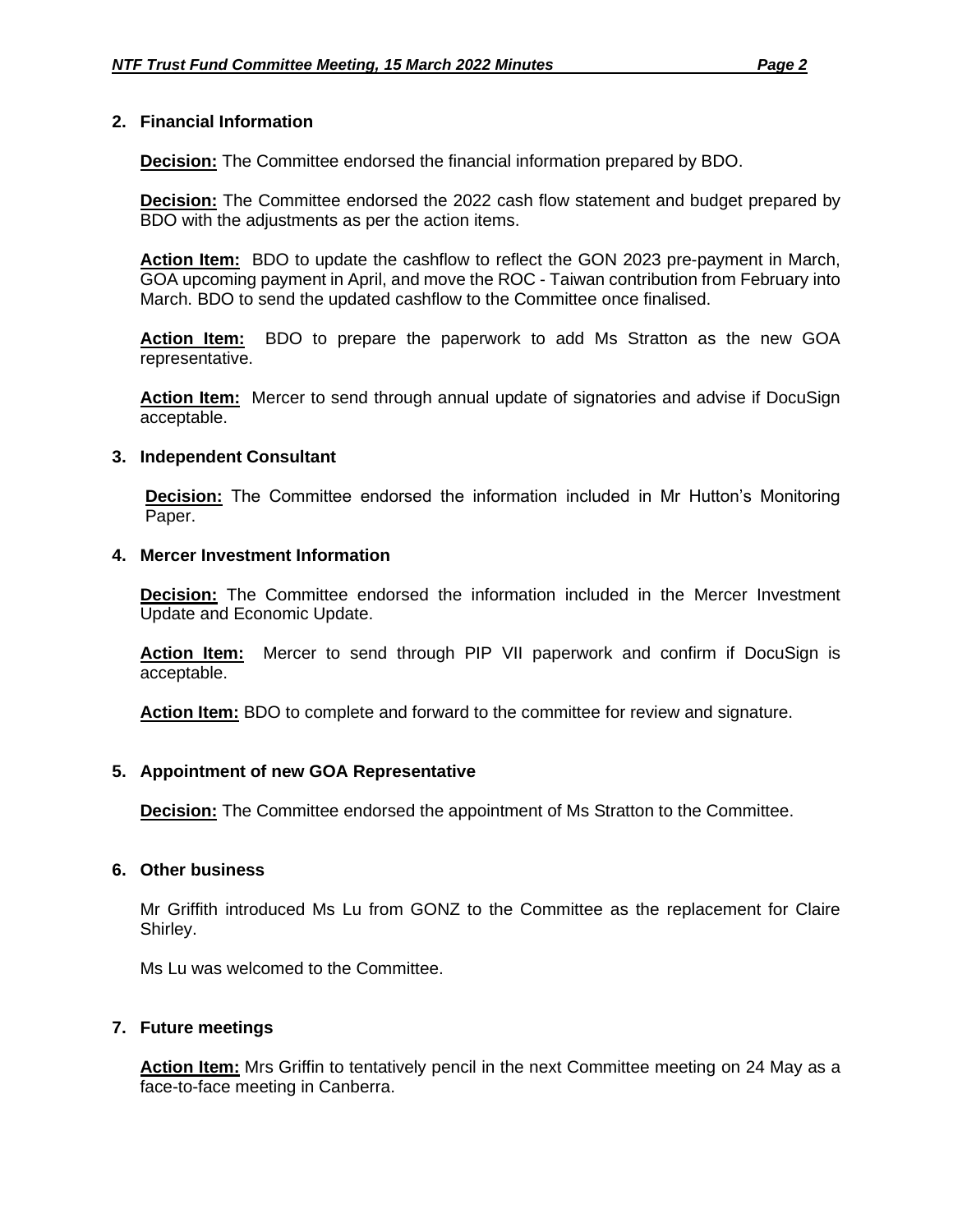## 2. Financial Information

**Decision:** The Committee endorsed the financial information prepared by BDO.

**Decision:** The Committee endorsed the 2022 cash flow statement and budget prepared by BDO with the adjustments as per the action items.

**Action Item:** BDO to update the cashflow to reflect the GON 2023 pre-payment in March, GOA upcoming payment in April, and move the ROC - Taiwan contribution from February into March. BDO to send the updated cashflow to the Committee once finalised.

**Action Item:** BDO to prepare the paperwork to add Ms Stratton as the new GOA representative.

**Action Item:** Mercer to send through annual update of signatories and advise if DocuSign acceptable.

## 3. Independent Consultant

**Decision:** The Committee endorsed the information included in Mr Hutton's Monitoring Paper.

## 4. Mercer Investment Information

**Decision:** The Committee endorsed the information included in the Mercer Investment Update and Economic Update.

**Action Item:** Mercer to send through PIP VII paperwork and confirm if DocuSign is acceptable.

**Action Item:** BDO to complete and forward to the committee for review and signature.

## 5. Appointment of new GOA Representative

**Decision:** The Committee endorsed the appointment of Ms Stratton to the Committee.

## 6. Other business

Mr Griffith introduced Ms Lu from GONZ to the Committee as the replacement for Claire Shirley.

Ms Lu was welcomed to the Committee.

## 7. Future meetings

**Action Item:** Mrs Griffin to tentatively pencil in the next Committee meeting on 24 May as a face-to-face meeting in Canberra.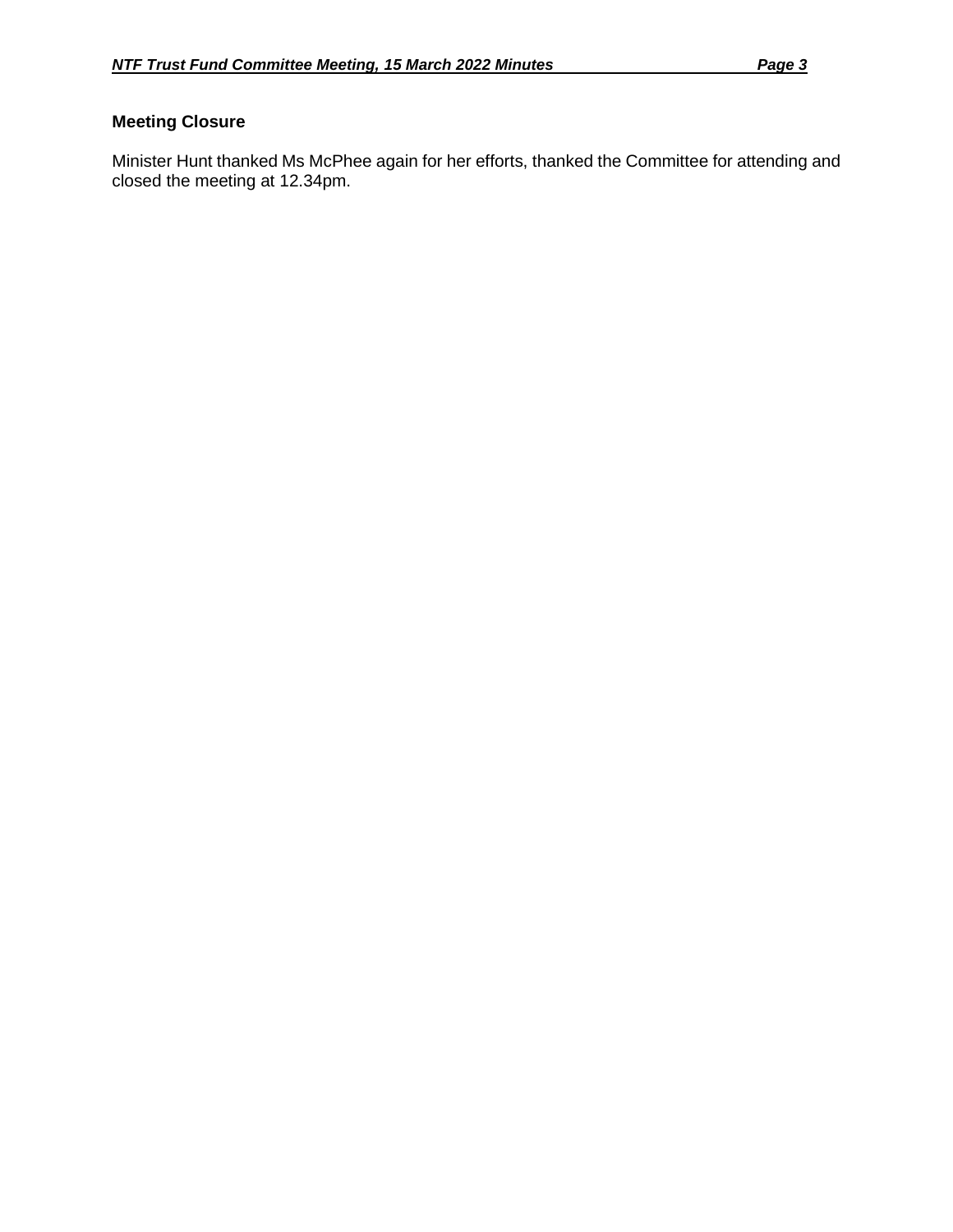## Meeting Closure

Minister Hunt thanked Ms McPhee again for her efforts, thanked the Committee for attending and closed the meeting at 12.34pm.